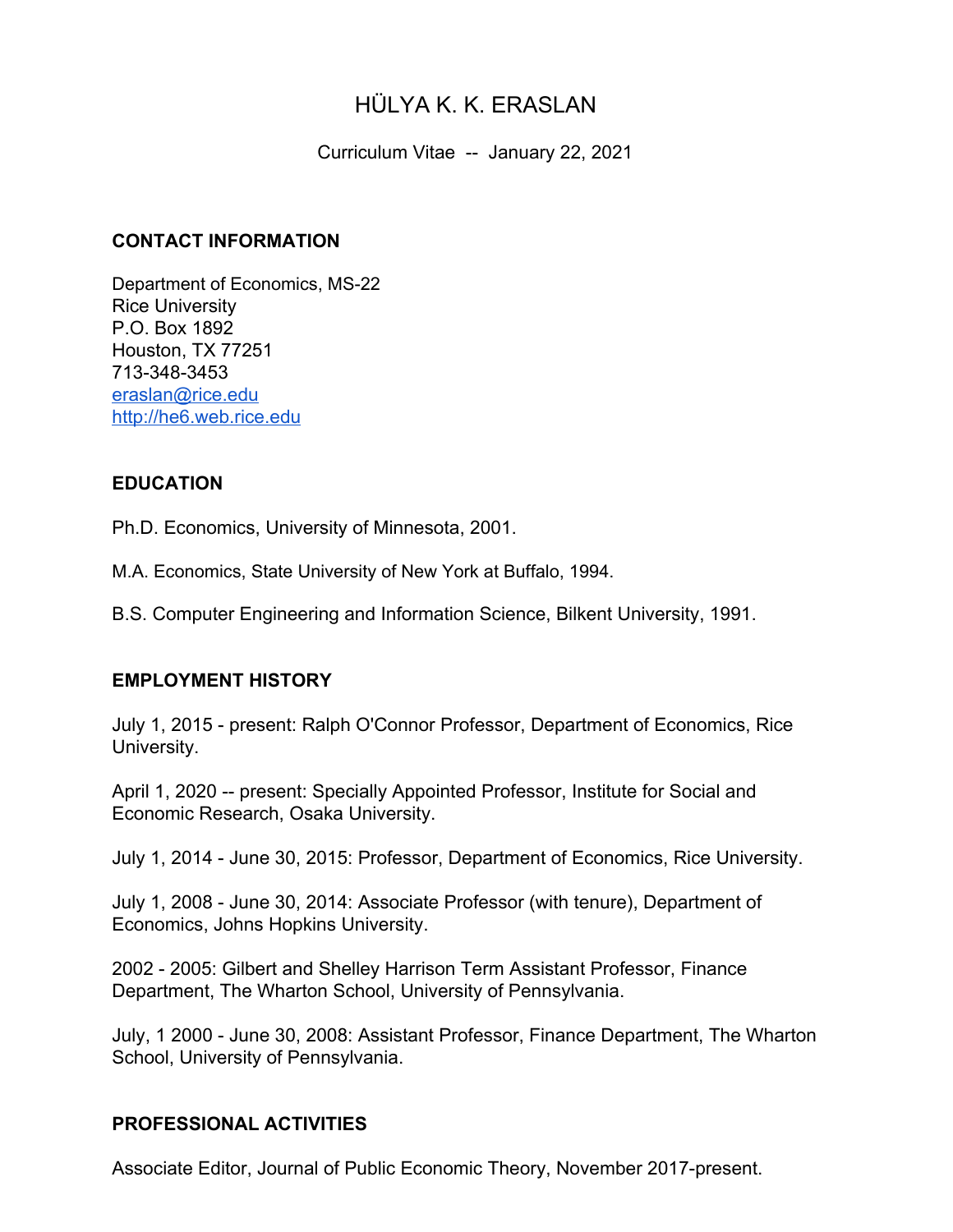# HÜLYA K. K. ERASLAN

Curriculum Vitae -- January 22, 2021

## CONTACT INFORMATION

Department of Economics, MS-22
Rice University
P.O. Box 1892
Houston, TX 77251
713-348-3453
eraslan@rice.edu
http://he6.web.rice.edu

## EDUCATION

Ph.D. Economics, University of Minnesota, 2001.

M.A. Economics, State University of New York at Buffalo, 1994.

B.S. Computer Engineering and Information Science, Bilkent University, 1991.

## EMPLOYMENT HISTORY

July 1, 2015 - present: Ralph O'Connor Professor, Department of Economics, Rice University.

April 1, 2020 -- present: Specially Appointed Professor, Institute for Social and Economic Research, Osaka University.

July 1, 2014 - June 30, 2015: Professor, Department of Economics, Rice University.

July 1, 2008 - June 30, 2014: Associate Professor (with tenure), Department of Economics, Johns Hopkins University.

2002 - 2005: Gilbert and Shelley Harrison Term Assistant Professor, Finance Department, The Wharton School, University of Pennsylvania.

July, 1 2000 - June 30, 2008: Assistant Professor, Finance Department, The Wharton School, University of Pennsylvania.

## PROFESSIONAL ACTIVITIES

Associate Editor, Journal of Public Economic Theory, November 2017-present.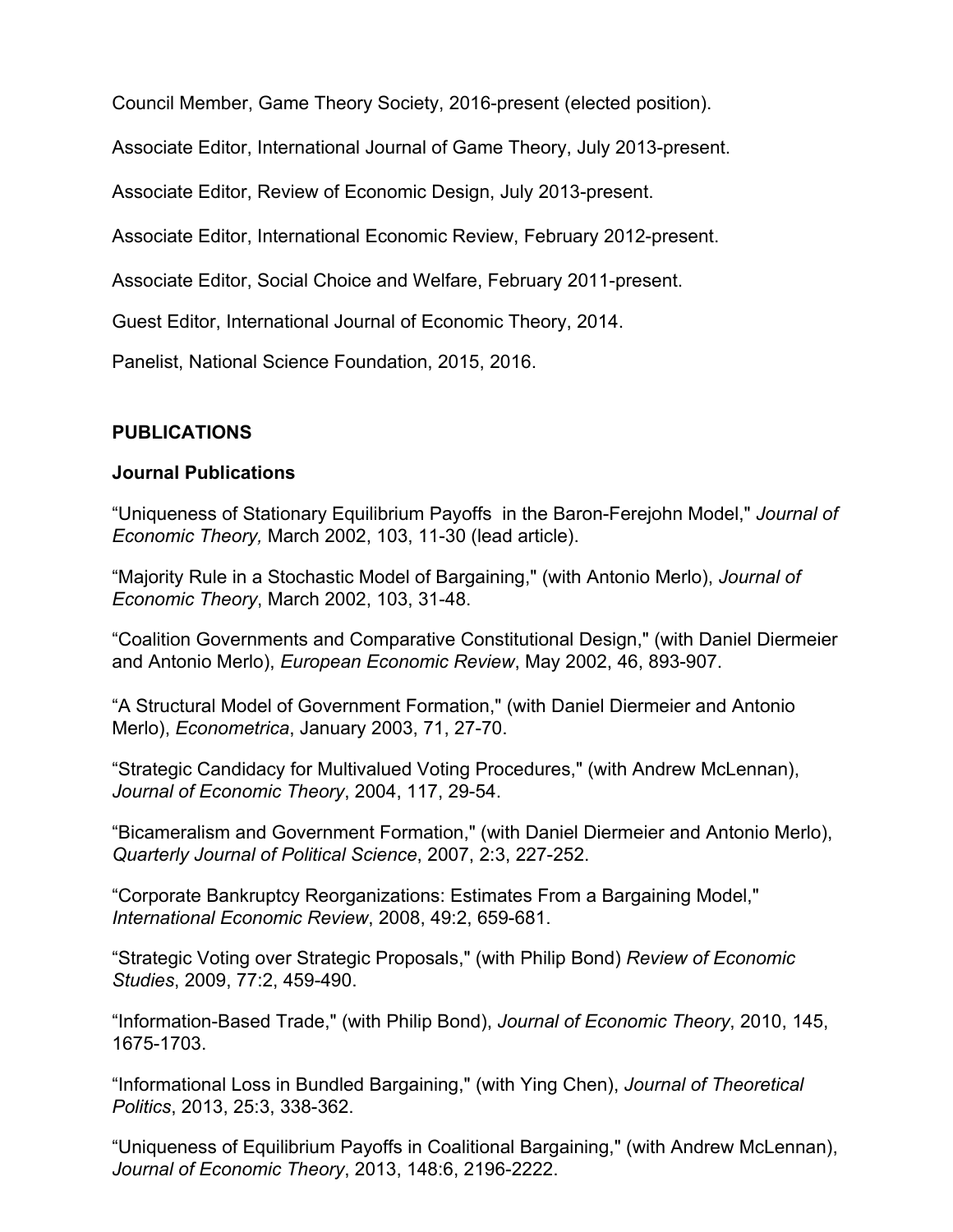Council Member, Game Theory Society, 2016-present (elected position).

Associate Editor, International Journal of Game Theory, July 2013-present.

Associate Editor, Review of Economic Design, July 2013-present.

Associate Editor, International Economic Review, February 2012-present.

Associate Editor, Social Choice and Welfare, February 2011-present.

Guest Editor, International Journal of Economic Theory, 2014.

Panelist, National Science Foundation, 2015, 2016.

## PUBLICATIONS

### Journal Publications

"Uniqueness of Stationary Equilibrium Payoffs in the Baron-Ferejohn Model," *Journal of Economic Theory,* March 2002, 103, 11-30 (lead article).

"Majority Rule in a Stochastic Model of Bargaining," (with Antonio Merlo), *Journal of Economic Theory*, March 2002, 103, 31-48.

"Coalition Governments and Comparative Constitutional Design," (with Daniel Diermeier and Antonio Merlo), *European Economic Review*, May 2002, 46, 893-907.

"A Structural Model of Government Formation," (with Daniel Diermeier and Antonio Merlo), *Econometrica*, January 2003, 71, 27-70.

"Strategic Candidacy for Multivalued Voting Procedures," (with Andrew McLennan), *Journal of Economic Theory*, 2004, 117, 29-54.

"Bicameralism and Government Formation," (with Daniel Diermeier and Antonio Merlo), *Quarterly Journal of Political Science*, 2007, 2:3, 227-252.

"Corporate Bankruptcy Reorganizations: Estimates From a Bargaining Model," *International Economic Review*, 2008, 49:2, 659-681.

"Strategic Voting over Strategic Proposals," (with Philip Bond) *Review of Economic Studies*, 2009, 77:2, 459-490.

"Information-Based Trade," (with Philip Bond), *Journal of Economic Theory*, 2010, 145, 1675-1703.

"Informational Loss in Bundled Bargaining," (with Ying Chen), *Journal of Theoretical Politics*, 2013, 25:3, 338-362.

"Uniqueness of Equilibrium Payoffs in Coalitional Bargaining," (with Andrew McLennan), *Journal of Economic Theory*, 2013, 148:6, 2196-2222.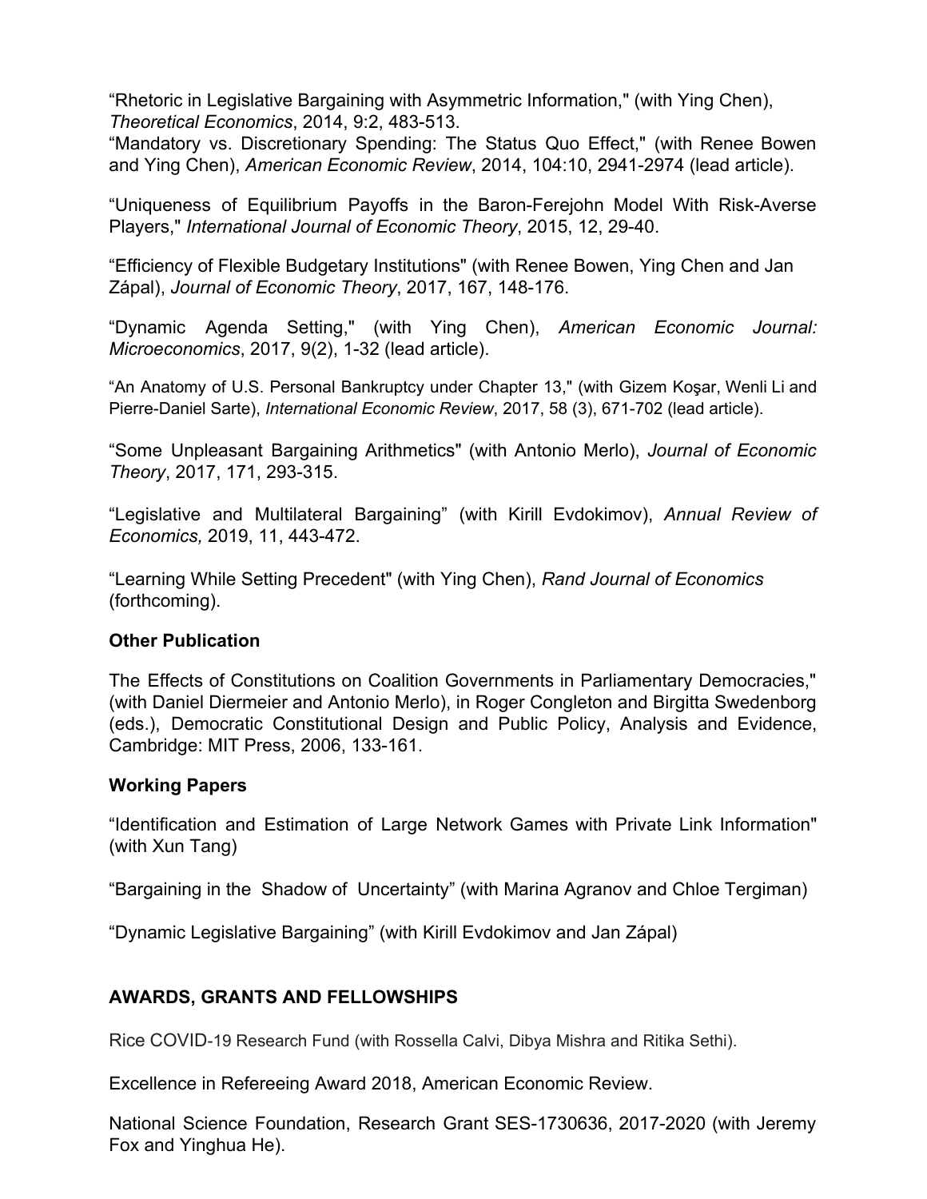"Rhetoric in Legislative Bargaining with Asymmetric Information," (with Ying Chen), *Theoretical Economics*, 2014, 9:2, 483-513.

"Mandatory vs. Discretionary Spending: The Status Quo Effect," (with Renee Bowen and Ying Chen), *American Economic Review*, 2014, 104:10, 2941-2974 (lead article).

"Uniqueness of Equilibrium Payoffs in the Baron-Ferejohn Model With Risk-Averse Players," *International Journal of Economic Theory*, 2015, 12, 29-40.

"Efficiency of Flexible Budgetary Institutions" (with Renee Bowen, Ying Chen and Jan Zápal), *Journal of Economic Theory*, 2017, 167, 148-176.

"Dynamic Agenda Setting," (with Ying Chen), *American Economic Journal: Microeconomics*, 2017, 9(2), 1-32 (lead article).

"An Anatomy of U.S. Personal Bankruptcy under Chapter 13," (with Gizem Koşar, Wenli Li and Pierre-Daniel Sarte), *International Economic Review*, 2017, 58 (3), 671-702 (lead article).

"Some Unpleasant Bargaining Arithmetics" (with Antonio Merlo), *Journal of Economic Theory*, 2017, 171, 293-315.

"Legislative and Multilateral Bargaining" (with Kirill Evdokimov), *Annual Review of Economics,* 2019, 11, 443-472.

"Learning While Setting Precedent" (with Ying Chen), *Rand Journal of Economics* (forthcoming).

**Other Publication**

The Effects of Constitutions on Coalition Governments in Parliamentary Democracies," (with Daniel Diermeier and Antonio Merlo), in Roger Congleton and Birgitta Swedenborg (eds.), Democratic Constitutional Design and Public Policy, Analysis and Evidence, Cambridge: MIT Press, 2006, 133-161.

**Working Papers**

"Identification and Estimation of Large Network Games with Private Link Information" (with Xun Tang)

"Bargaining in the Shadow of Uncertainty" (with Marina Agranov and Chloe Tergiman)

"Dynamic Legislative Bargaining" (with Kirill Evdokimov and Jan Zápal)

## AWARDS, GRANTS AND FELLOWSHIPS

Rice COVID-19 Research Fund (with Rossella Calvi, Dibya Mishra and Ritika Sethi).

Excellence in Refereeing Award 2018, American Economic Review.

National Science Foundation, Research Grant SES-1730636, 2017-2020 (with Jeremy Fox and Yinghua He).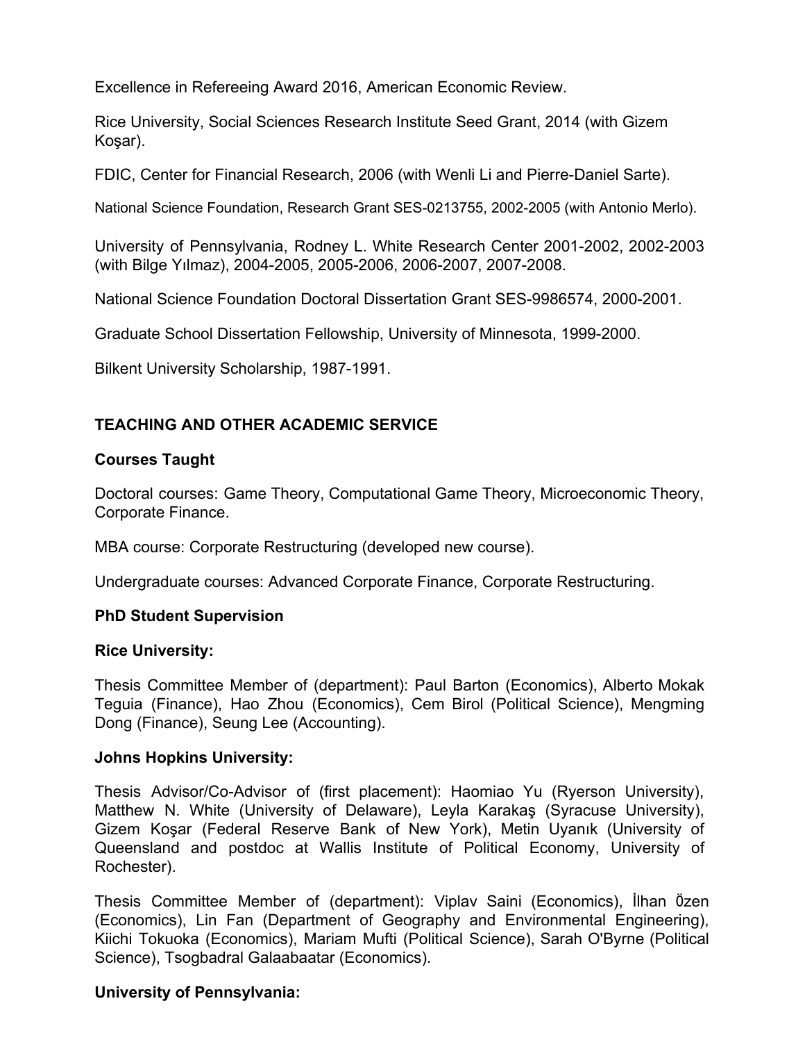Excellence in Refereeing Award 2016, American Economic Review.

Rice University, Social Sciences Research Institute Seed Grant, 2014 (with Gizem Koşar).

FDIC, Center for Financial Research, 2006 (with Wenli Li and Pierre-Daniel Sarte).

National Science Foundation, Research Grant SES-0213755, 2002-2005 (with Antonio Merlo).

University of Pennsylvania, Rodney L. White Research Center 2001-2002, 2002-2003 (with Bilge Yılmaz), 2004-2005, 2005-2006, 2006-2007, 2007-2008.

National Science Foundation Doctoral Dissertation Grant SES-9986574, 2000-2001.

Graduate School Dissertation Fellowship, University of Minnesota, 1999-2000.

Bilkent University Scholarship, 1987-1991.

## TEACHING AND OTHER ACADEMIC SERVICE

### Courses Taught

Doctoral courses: Game Theory, Computational Game Theory, Microeconomic Theory, Corporate Finance.

MBA course: Corporate Restructuring (developed new course).

Undergraduate courses: Advanced Corporate Finance, Corporate Restructuring.

### PhD Student Supervision

**Rice University:**

Thesis Committee Member of (department): Paul Barton (Economics), Alberto Mokak Teguia (Finance), Hao Zhou (Economics), Cem Birol (Political Science), Mengming Dong (Finance), Seung Lee (Accounting).

**Johns Hopkins University:**

Thesis Advisor/Co-Advisor of (first placement): Haomiao Yu (Ryerson University), Matthew N. White (University of Delaware), Leyla Karakaş (Syracuse University), Gizem Koşar (Federal Reserve Bank of New York), Metin Uyanık (University of Queensland and postdoc at Wallis Institute of Political Economy, University of Rochester).

Thesis Committee Member of (department): Viplav Saini (Economics), İlhan Özen (Economics), Lin Fan (Department of Geography and Environmental Engineering), Kiichi Tokuoka (Economics), Mariam Mufti (Political Science), Sarah O'Byrne (Political Science), Tsogbadral Galaabaatar (Economics).

**University of Pennsylvania:**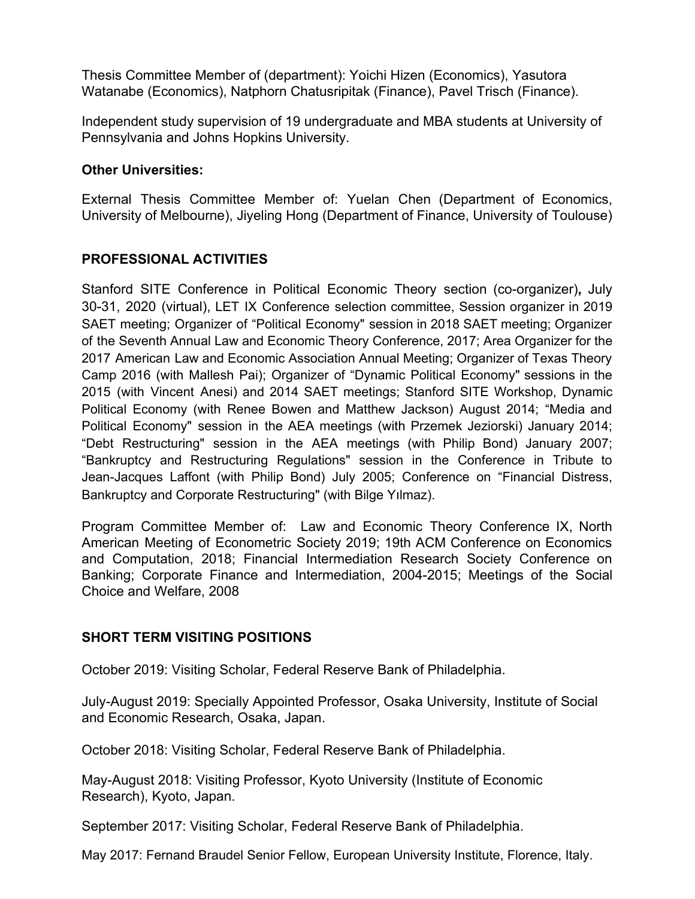Thesis Committee Member of (department): Yoichi Hizen (Economics), Yasutora Watanabe (Economics), Natphorn Chatusripitak (Finance), Pavel Trisch (Finance).

Independent study supervision of 19 undergraduate and MBA students at University of Pennsylvania and Johns Hopkins University.

**Other Universities:**

External Thesis Committee Member of: Yuelan Chen (Department of Economics, University of Melbourne), Jiyeling Hong (Department of Finance, University of Toulouse)

## PROFESSIONAL ACTIVITIES

Stanford SITE Conference in Political Economic Theory section (co-organizer)**,** July 30-31, 2020 (virtual), LET IX Conference selection committee, Session organizer in 2019 SAET meeting; Organizer of "Political Economy" session in 2018 SAET meeting; Organizer of the Seventh Annual Law and Economic Theory Conference, 2017; Area Organizer for the 2017 American Law and Economic Association Annual Meeting; Organizer of Texas Theory Camp 2016 (with Mallesh Pai); Organizer of "Dynamic Political Economy" sessions in the 2015 (with Vincent Anesi) and 2014 SAET meetings; Stanford SITE Workshop, Dynamic Political Economy (with Renee Bowen and Matthew Jackson) August 2014; "Media and Political Economy" session in the AEA meetings (with Przemek Jeziorski) January 2014; "Debt Restructuring" session in the AEA meetings (with Philip Bond) January 2007; "Bankruptcy and Restructuring Regulations" session in the Conference in Tribute to Jean-Jacques Laffont (with Philip Bond) July 2005; Conference on "Financial Distress, Bankruptcy and Corporate Restructuring" (with Bilge Yılmaz).

Program Committee Member of: Law and Economic Theory Conference IX, North American Meeting of Econometric Society 2019; 19th ACM Conference on Economics and Computation, 2018; Financial Intermediation Research Society Conference on Banking; Corporate Finance and Intermediation, 2004-2015; Meetings of the Social Choice and Welfare, 2008

## SHORT TERM VISITING POSITIONS

October 2019: Visiting Scholar, Federal Reserve Bank of Philadelphia.

July-August 2019: Specially Appointed Professor, Osaka University, Institute of Social and Economic Research, Osaka, Japan.

October 2018: Visiting Scholar, Federal Reserve Bank of Philadelphia.

May-August 2018: Visiting Professor, Kyoto University (Institute of Economic Research), Kyoto, Japan.

September 2017: Visiting Scholar, Federal Reserve Bank of Philadelphia.

May 2017: Fernand Braudel Senior Fellow, European University Institute, Florence, Italy.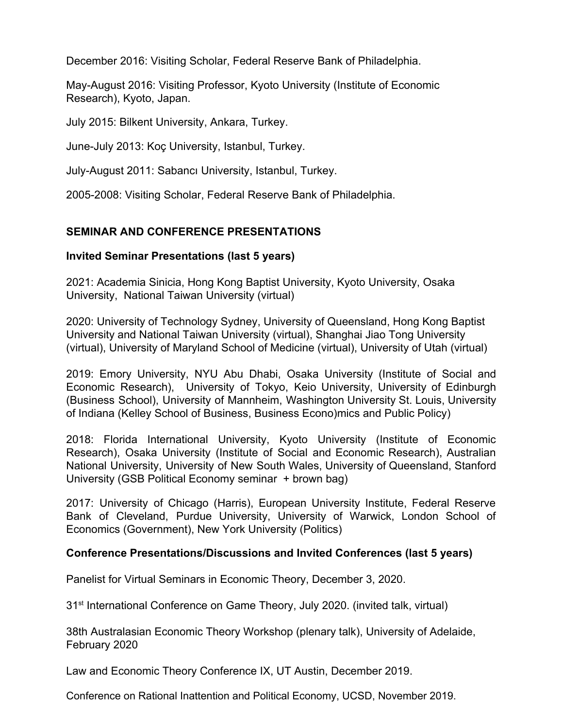December 2016: Visiting Scholar, Federal Reserve Bank of Philadelphia.

May-August 2016: Visiting Professor, Kyoto University (Institute of Economic Research), Kyoto, Japan.

July 2015: Bilkent University, Ankara, Turkey.

June-July 2013: Koç University, Istanbul, Turkey.

July-August 2011: Sabancı University, Istanbul, Turkey.

2005-2008: Visiting Scholar, Federal Reserve Bank of Philadelphia.

## SEMINAR AND CONFERENCE PRESENTATIONS

### Invited Seminar Presentations (last 5 years)

2021: Academia Sinicia, Hong Kong Baptist University, Kyoto University, Osaka University, National Taiwan University (virtual)

2020: University of Technology Sydney, University of Queensland, Hong Kong Baptist University and National Taiwan University (virtual), Shanghai Jiao Tong University (virtual), University of Maryland School of Medicine (virtual), University of Utah (virtual)

2019: Emory University, NYU Abu Dhabi, Osaka University (Institute of Social and Economic Research), University of Tokyo, Keio University, University of Edinburgh (Business School), University of Mannheim, Washington University St. Louis, University of Indiana (Kelley School of Business, Business Econo)mics and Public Policy)

2018: Florida International University, Kyoto University (Institute of Economic Research), Osaka University (Institute of Social and Economic Research), Australian National University, University of New South Wales, University of Queensland, Stanford University (GSB Political Economy seminar + brown bag)

2017: University of Chicago (Harris), European University Institute, Federal Reserve Bank of Cleveland, Purdue University, University of Warwick, London School of Economics (Government), New York University (Politics)

### Conference Presentations/Discussions and Invited Conferences (last 5 years)

Panelist for Virtual Seminars in Economic Theory, December 3, 2020.

31st International Conference on Game Theory, July 2020. (invited talk, virtual)

38th Australasian Economic Theory Workshop (plenary talk), University of Adelaide, February 2020

Law and Economic Theory Conference IX, UT Austin, December 2019.

Conference on Rational Inattention and Political Economy, UCSD, November 2019.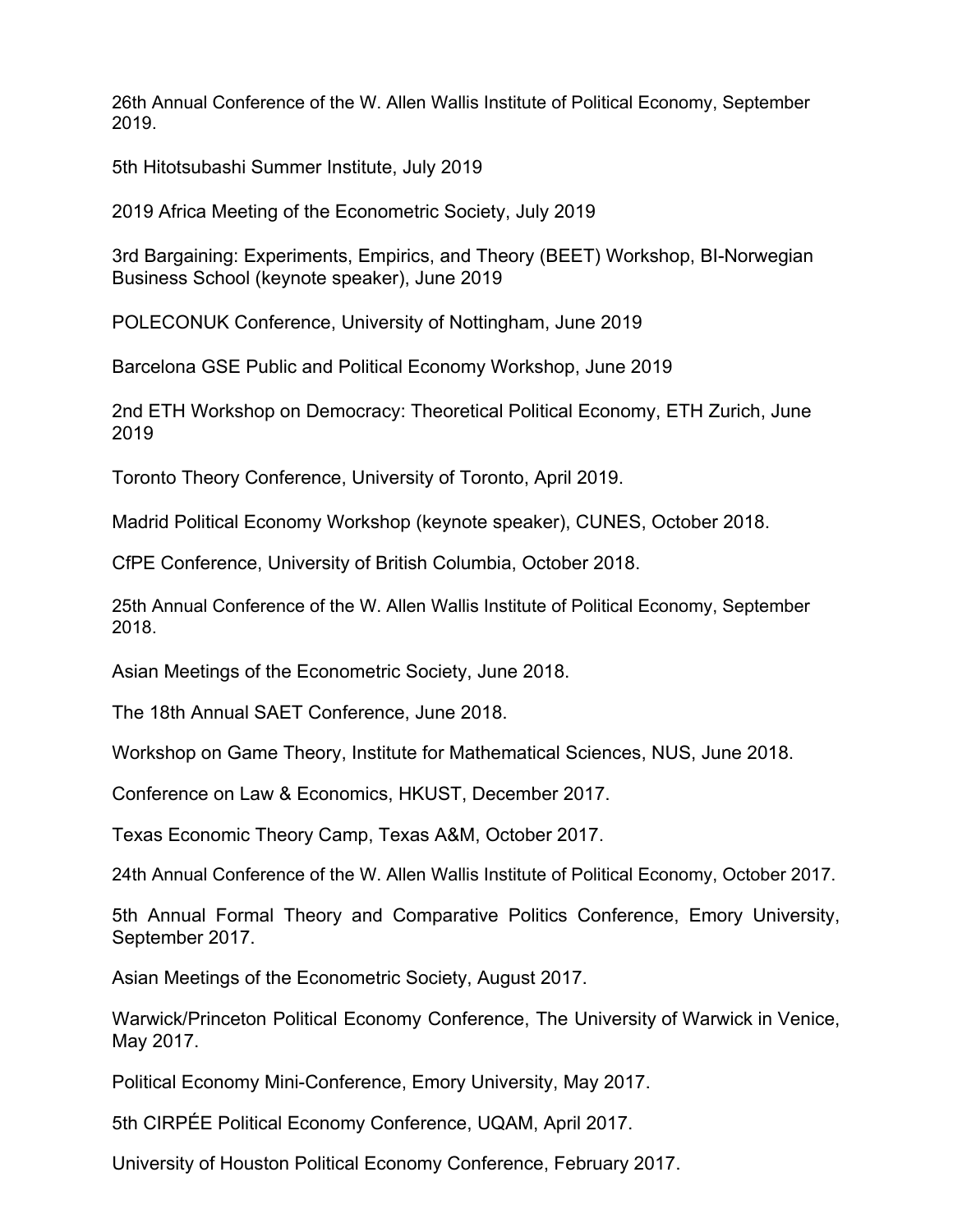26th Annual Conference of the W. Allen Wallis Institute of Political Economy, September 2019.

5th Hitotsubashi Summer Institute, July 2019

2019 Africa Meeting of the Econometric Society, July 2019

3rd Bargaining: Experiments, Empirics, and Theory (BEET) Workshop, BI-Norwegian Business School (keynote speaker), June 2019

POLECONUK Conference, University of Nottingham, June 2019

Barcelona GSE Public and Political Economy Workshop, June 2019

2nd ETH Workshop on Democracy: Theoretical Political Economy, ETH Zurich, June 2019

Toronto Theory Conference, University of Toronto, April 2019.

Madrid Political Economy Workshop (keynote speaker), CUNES, October 2018.

CfPE Conference, University of British Columbia, October 2018.

25th Annual Conference of the W. Allen Wallis Institute of Political Economy, September 2018.

Asian Meetings of the Econometric Society, June 2018.

The 18th Annual SAET Conference, June 2018.

Workshop on Game Theory, Institute for Mathematical Sciences, NUS, June 2018.

Conference on Law & Economics, HKUST, December 2017.

Texas Economic Theory Camp, Texas A&M, October 2017.

24th Annual Conference of the W. Allen Wallis Institute of Political Economy, October 2017.

5th Annual Formal Theory and Comparative Politics Conference, Emory University, September 2017.

Asian Meetings of the Econometric Society, August 2017.

Warwick/Princeton Political Economy Conference, The University of Warwick in Venice, May 2017.

Political Economy Mini-Conference, Emory University, May 2017.

5th CIRPÉE Political Economy Conference, UQAM, April 2017.

University of Houston Political Economy Conference, February 2017.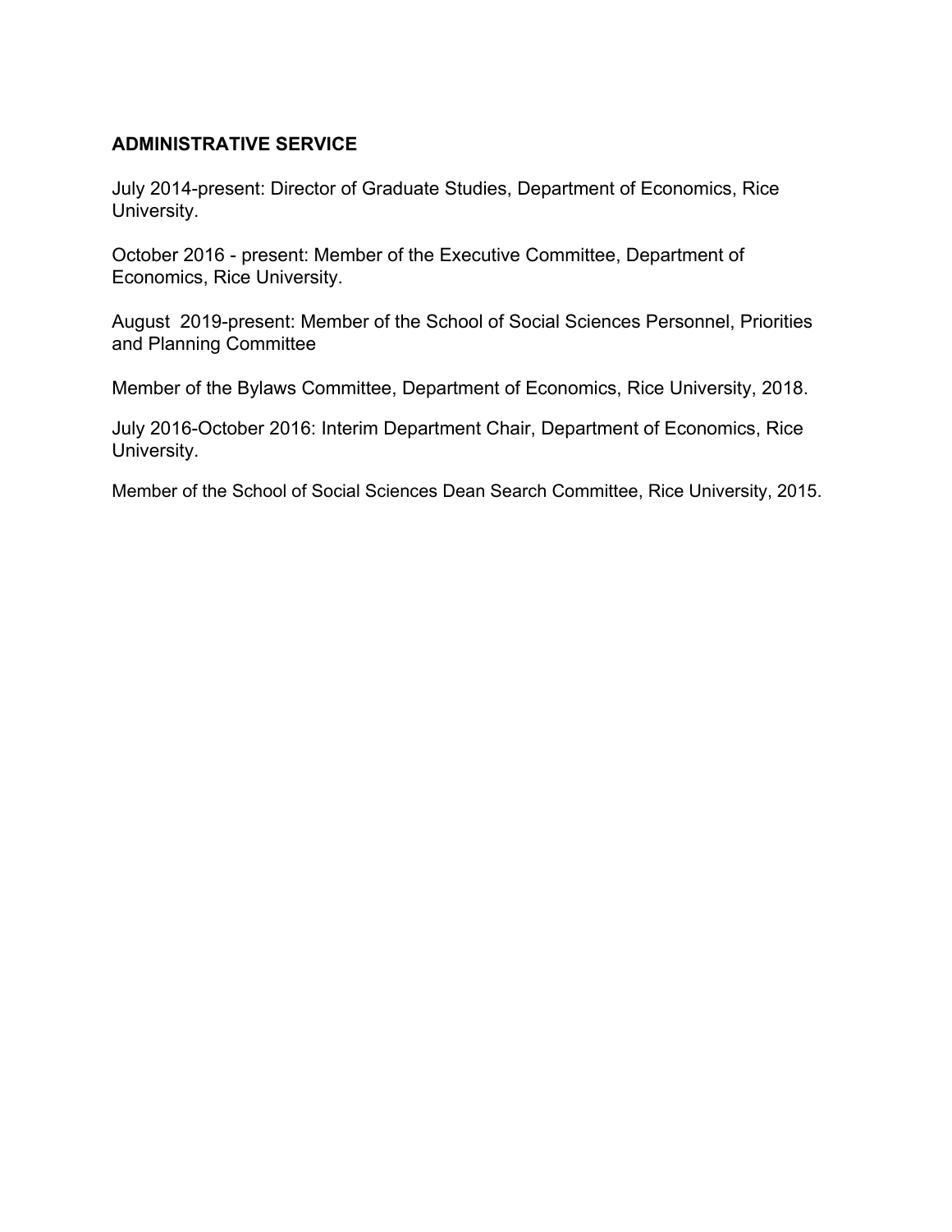## ADMINISTRATIVE SERVICE

July 2014-present: Director of Graduate Studies, Department of Economics, Rice University.

October 2016 - present: Member of the Executive Committee, Department of Economics, Rice University.

August 2019-present: Member of the School of Social Sciences Personnel, Priorities and Planning Committee

Member of the Bylaws Committee, Department of Economics, Rice University, 2018.

July 2016-October 2016: Interim Department Chair, Department of Economics, Rice University.

Member of the School of Social Sciences Dean Search Committee, Rice University, 2015.